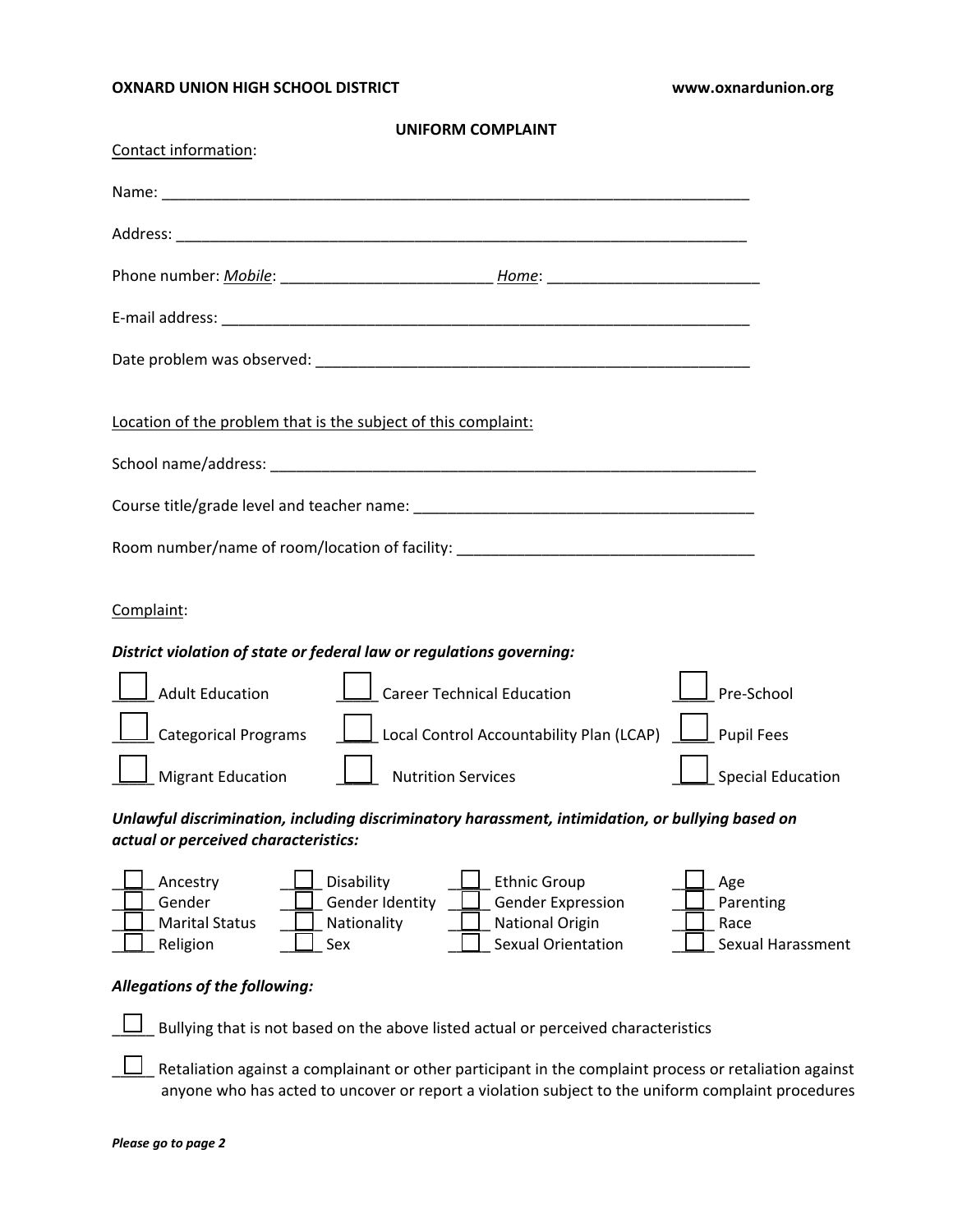**OXNARD UNION HIGH SCHOOL DISTRICT** **www.oxnardunion.org**

## UNIFORM COMPLAINT

Contact information:

Name: ______________________________________________________________________

Address: ____________________________________________________________________

Phone number: *Mobile*: ________________________ *Home*: ________________________

E-mail address: ______________________________________________________________

Date problem was observed: ____________________________________________________

Location of the problem that is the subject of this complaint:

School name/address: _________________________________________________________

Course title/grade level and teacher name: _______________________________________

Room number/name of room/location of facility: __________________________________

Complaint:

***District violation of state or federal law or regulations governing:***

| | | |
|---|---|---|
| ☐ Adult Education | ☐ Career Technical Education | ☐ Pre-School |
| ☐ Categorical Programs | ☐ Local Control Accountability Plan (LCAP) | ☐ Pupil Fees |
| ☐ Migrant Education | ☐ Nutrition Services | ☐ Special Education |

***Unlawful discrimination, including discriminatory harassment, intimidation, or bullying based on actual or perceived characteristics:***

| | | | |
|---|---|---|---|
| ☐ Ancestry | ☐ Disability | ☐ Ethnic Group | ☐ Age |
| ☐ Gender | ☐ Gender Identity | ☐ Gender Expression | ☐ Parenting |
| ☐ Marital Status | ☐ Nationality | ☐ National Origin | ☐ Race |
| ☐ Religion | ☐ Sex | ☐ Sexual Orientation | ☐ Sexual Harassment |

***Allegations of the following:***

☐ Bullying that is not based on the above listed actual or perceived characteristics

☐ Retaliation against a complainant or other participant in the complaint process or retaliation against anyone who has acted to uncover or report a violation subject to the uniform complaint procedures

***Please go to page 2***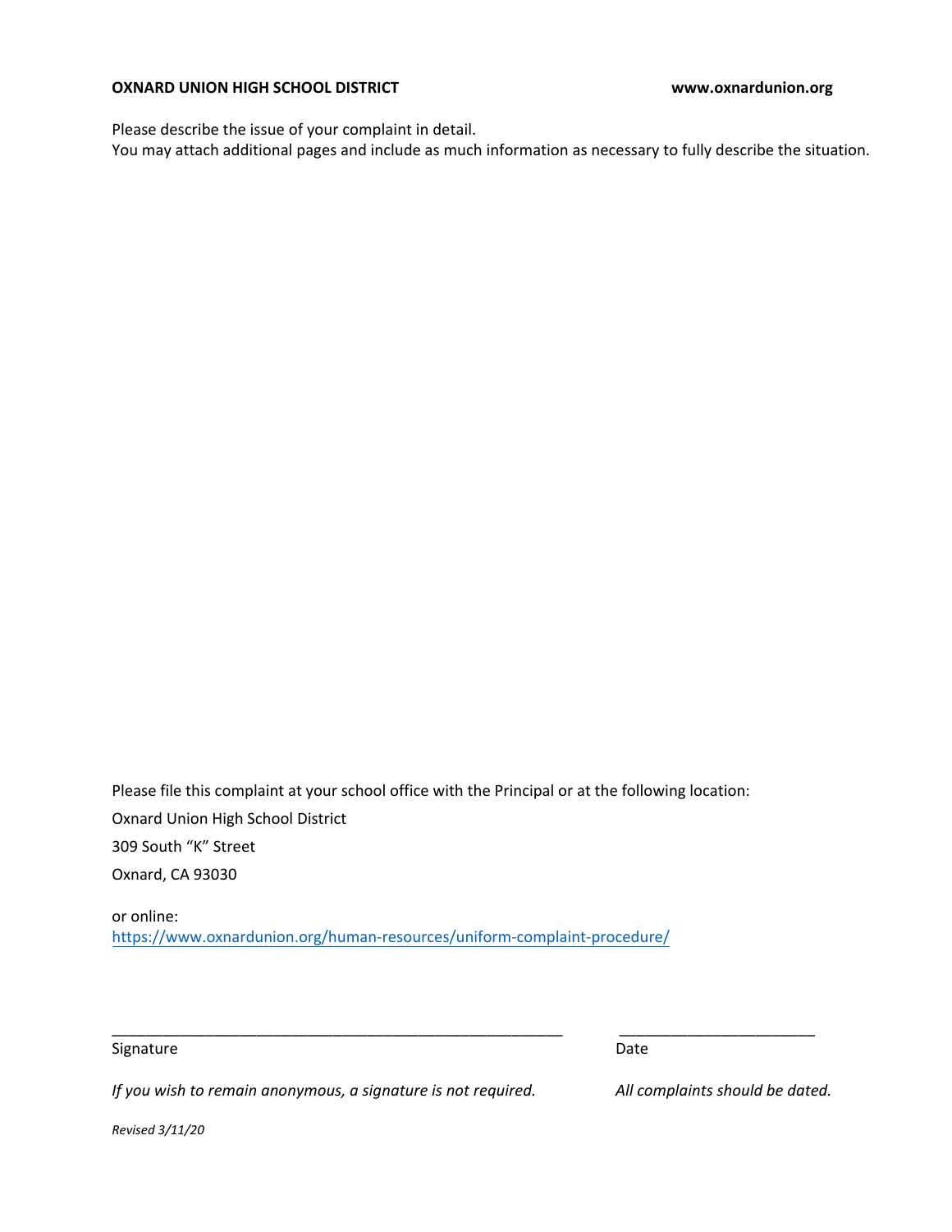**OXNARD UNION HIGH SCHOOL DISTRICT** **www.oxnardunion.org**

Please describe the issue of your complaint in detail.
You may attach additional pages and include as much information as necessary to fully describe the situation.

Please file this complaint at your school office with the Principal or at the following location:

Oxnard Union High School District

309 South "K" Street

Oxnard, CA 93030

or online:
https://www.oxnardunion.org/human-resources/uniform-complaint-procedure/

\_\_\_\_\_\_\_\_\_\_\_\_\_\_\_\_\_\_\_\_\_\_\_\_\_\_\_\_\_\_\_\_\_\_\_\_\_\_\_\_\_\_\_\_\_\_\_\_\_\_ \_\_\_\_\_\_\_\_\_\_\_\_\_\_\_\_\_\_\_\_\_\_\_\_

Signature Date

*If you wish to remain anonymous, a signature is not required.* *All complaints should be dated.*

*Revised 3/11/20*